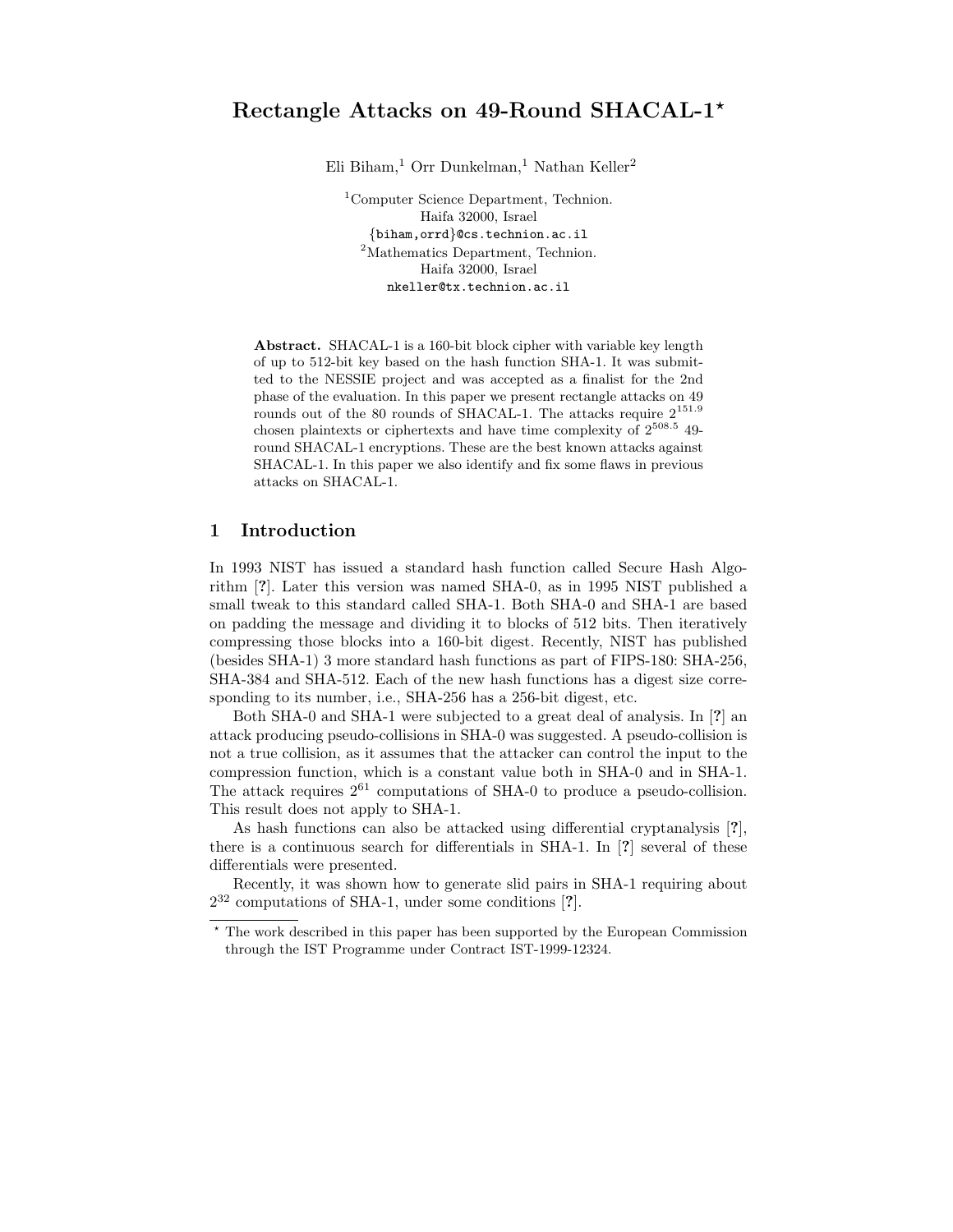# Rectangle Attacks on 49-Round SHACAL-1*

Eli Biham,[1] Orr Dunkelman,[1] Nathan Keller[2]

[1]Computer Science Department, Technion.
Haifa 32000, Israel
{biham,orrd}@cs.technion.ac.il
[2]Mathematics Department, Technion.
Haifa 32000, Israel
nkeller@tx.technion.ac.il

**Abstract.** SHACAL-1 is a 160-bit block cipher with variable key length of up to 512-bit key based on the hash function SHA-1. It was submitted to the NESSIE project and was accepted as a finalist for the 2nd phase of the evaluation. In this paper we present rectangle attacks on 49 rounds out of the 80 rounds of SHACAL-1. The attacks require $2^{151.9}$ chosen plaintexts or ciphertexts and have time complexity of $2^{508.5}$ 49-round SHACAL-1 encryptions. These are the best known attacks against SHACAL-1. In this paper we also identify and fix some flaws in previous attacks on SHACAL-1.

## 1 Introduction

In 1993 NIST has issued a standard hash function called Secure Hash Algorithm [?]. Later this version was named SHA-0, as in 1995 NIST published a small tweak to this standard called SHA-1. Both SHA-0 and SHA-1 are based on padding the message and dividing it to blocks of 512 bits. Then iteratively compressing those blocks into a 160-bit digest. Recently, NIST has published (besides SHA-1) 3 more standard hash functions as part of FIPS-180: SHA-256, SHA-384 and SHA-512. Each of the new hash functions has a digest size corresponding to its number, i.e., SHA-256 has a 256-bit digest, etc.

Both SHA-0 and SHA-1 were subjected to a great deal of analysis. In [?] an attack producing pseudo-collisions in SHA-0 was suggested. A pseudo-collision is not a true collision, as it assumes that the attacker can control the input to the compression function, which is a constant value both in SHA-0 and in SHA-1. The attack requires $2^{61}$ computations of SHA-0 to produce a pseudo-collision. This result does not apply to SHA-1.

As hash functions can also be attacked using differential cryptanalysis [?], there is a continuous search for differentials in SHA-1. In [?] several of these differentials were presented.

Recently, it was shown how to generate slid pairs in SHA-1 requiring about $2^{32}$ computations of SHA-1, under some conditions [?].

* The work described in this paper has been supported by the European Commission through the IST Programme under Contract IST-1999-12324.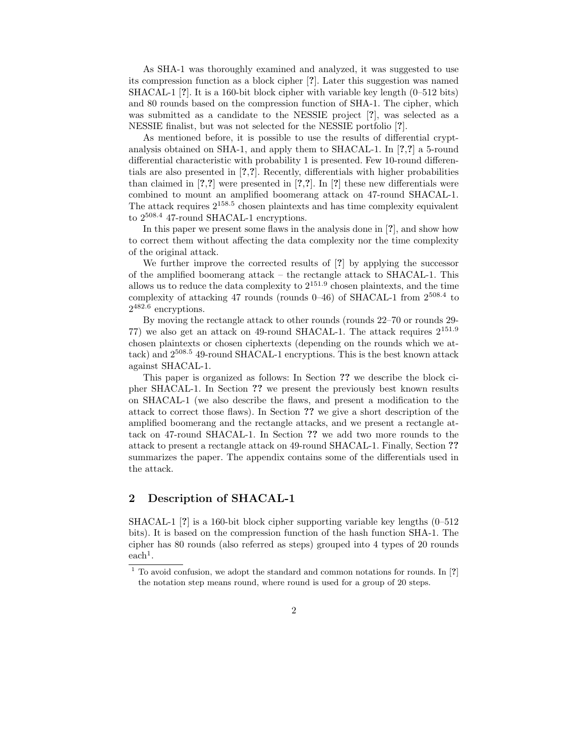As SHA-1 was thoroughly examined and analyzed, it was suggested to use its compression function as a block cipher [?]. Later this suggestion was named SHACAL-1 [?]. It is a 160-bit block cipher with variable key length (0–512 bits) and 80 rounds based on the compression function of SHA-1. The cipher, which was submitted as a candidate to the NESSIE project [?], was selected as a NESSIE finalist, but was not selected for the NESSIE portfolio [?].

As mentioned before, it is possible to use the results of differential cryptanalysis obtained on SHA-1, and apply them to SHACAL-1. In [?,?] a 5-round differential characteristic with probability 1 is presented. Few 10-round differentials are also presented in [?,?]. Recently, differentials with higher probabilities than claimed in [?,?] were presented in [?,?]. In [?] these new differentials were combined to mount an amplified boomerang attack on 47-round SHACAL-1. The attack requires $2^{158.5}$ chosen plaintexts and has time complexity equivalent to $2^{508.4}$ 47-round SHACAL-1 encryptions.

In this paper we present some flaws in the analysis done in [?], and show how to correct them without affecting the data complexity nor the time complexity of the original attack.

We further improve the corrected results of [?] by applying the successor of the amplified boomerang attack – the rectangle attack to SHACAL-1. This allows us to reduce the data complexity to $2^{151.9}$ chosen plaintexts, and the time complexity of attacking 47 rounds (rounds 0–46) of SHACAL-1 from $2^{508.4}$ to $2^{482.6}$ encryptions.

By moving the rectangle attack to other rounds (rounds 22–70 or rounds 29-77) we also get an attack on 49-round SHACAL-1. The attack requires $2^{151.9}$ chosen plaintexts or chosen ciphertexts (depending on the rounds which we attack) and $2^{508.5}$ 49-round SHACAL-1 encryptions. This is the best known attack against SHACAL-1.

This paper is organized as follows: In Section **??** we describe the block cipher SHACAL-1. In Section **??** we present the previously best known results on SHACAL-1 (we also describe the flaws, and present a modification to the attack to correct those flaws). In Section **??** we give a short description of the amplified boomerang and the rectangle attacks, and we present a rectangle attack on 47-round SHACAL-1. In Section **??** we add two more rounds to the attack to present a rectangle attack on 49-round SHACAL-1. Finally, Section **??** summarizes the paper. The appendix contains some of the differentials used in the attack.

## 2 Description of SHACAL-1

SHACAL-1 [?] is a 160-bit block cipher supporting variable key lengths (0–512 bits). It is based on the compression function of the hash function SHA-1. The cipher has 80 rounds (also referred as steps) grouped into 4 types of 20 rounds each[1].

[1] To avoid confusion, we adopt the standard and common notations for rounds. In [?] the notation step means round, where round is used for a group of 20 steps.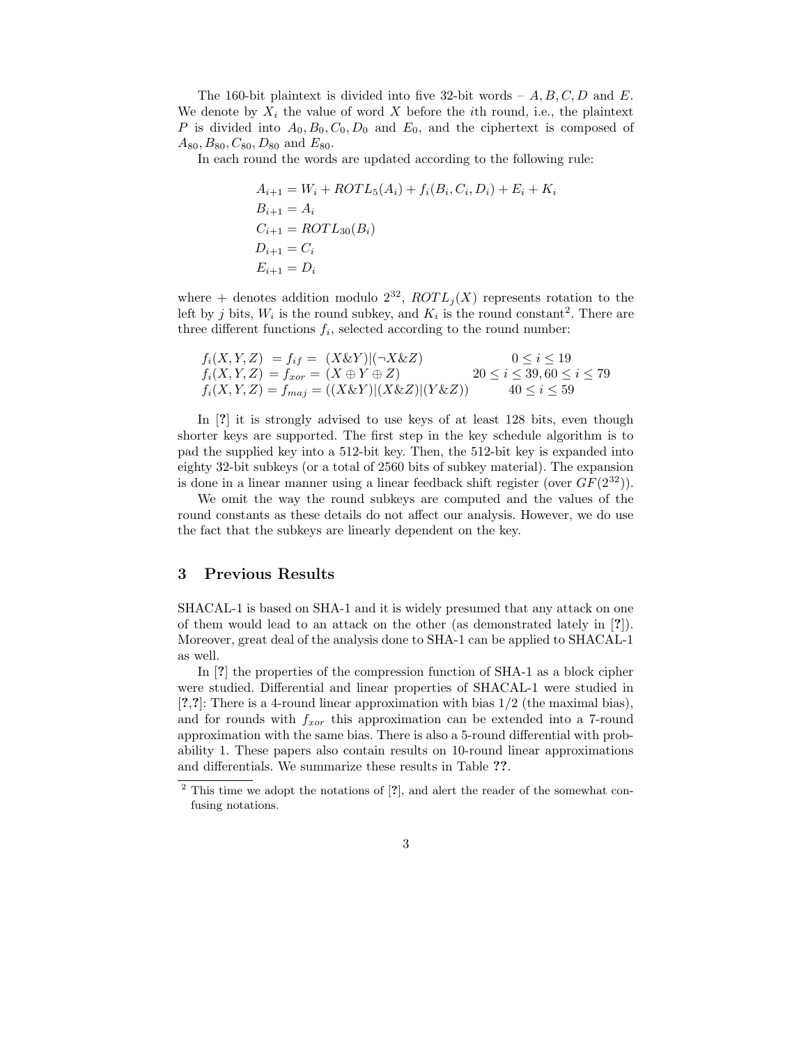The 160-bit plaintext is divided into five 32-bit words – $A, B, C, D$ and $E$. We denote by $X_i$ the value of word $X$ before the $i$th round, i.e., the plaintext $P$ is divided into $A_0, B_0, C_0, D_0$ and $E_0$, and the ciphertext is composed of $A_{80}, B_{80}, C_{80}, D_{80}$ and $E_{80}$.

In each round the words are updated according to the following rule:

$$
\begin{aligned}
A_{i+1} &= W_i + ROTL_5(A_i) + f_i(B_i, C_i, D_i) + E_i + K_i \\
B_{i+1} &= A_i \\
C_{i+1} &= ROTL_{30}(B_i) \\
D_{i+1} &= C_i \\
E_{i+1} &= D_i
\end{aligned}
$$

where + denotes addition modulo $2^{32}$, $ROTL_j(X)$ represents rotation to the left by $j$ bits, $W_i$ is the round subkey, and $K_i$ is the round constant[2]. There are three different functions $f_i$, selected according to the round number:

$$
\begin{array}{lll}
f_i(X,Y,Z) = f_{if} = (X\&Y)|(\neg X\&Z) & & 0 \leq i \leq 19 \\
f_i(X,Y,Z) = f_{xor} = (X \oplus Y \oplus Z) & & 20 \leq i \leq 39, 60 \leq i \leq 79 \\
f_i(X,Y,Z) = f_{maj} = ((X\&Y)|(X\&Z)|(Y\&Z)) & & 40 \leq i \leq 59
\end{array}
$$

In [?] it is strongly advised to use keys of at least 128 bits, even though shorter keys are supported. The first step in the key schedule algorithm is to pad the supplied key into a 512-bit key. Then, the 512-bit key is expanded into eighty 32-bit subkeys (or a total of 2560 bits of subkey material). The expansion is done in a linear manner using a linear feedback shift register (over $GF(2^{32})$).

We omit the way the round subkeys are computed and the values of the round constants as these details do not affect our analysis. However, we do use the fact that the subkeys are linearly dependent on the key.

## 3 Previous Results

SHACAL-1 is based on SHA-1 and it is widely presumed that any attack on one of them would lead to an attack on the other (as demonstrated lately in [?]). Moreover, great deal of the analysis done to SHA-1 can be applied to SHACAL-1 as well.

In [?] the properties of the compression function of SHA-1 as a block cipher were studied. Differential and linear properties of SHACAL-1 were studied in [?,?]: There is a 4-round linear approximation with bias 1/2 (the maximal bias), and for rounds with $f_{xor}$ this approximation can be extended into a 7-round approximation with the same bias. There is also a 5-round differential with probability 1. These papers also contain results on 10-round linear approximations and differentials. We summarize these results in Table ??.

[2] This time we adopt the notations of [?], and alert the reader of the somewhat confusing notations.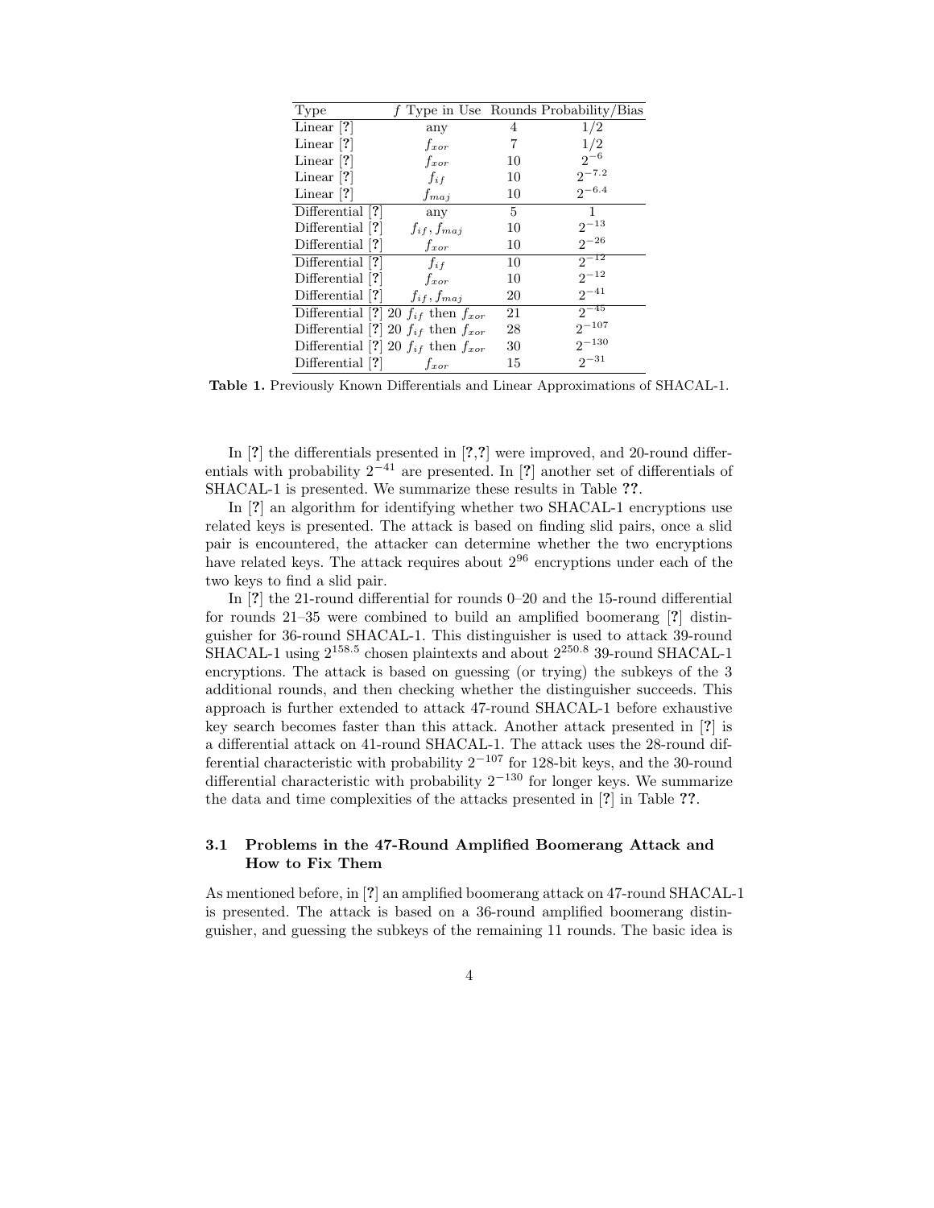| Type | $f$ Type in Use | Rounds | Probability/Bias |
|---|---|---|---|
| Linear [?] | any | 4 | $1/2$ |
| Linear [?] | $f_{xor}$ | 7 | $1/2$ |
| Linear [?] | $f_{xor}$ | 10 | $2^{-6}$ |
| Linear [?] | $f_{if}$ | 10 | $2^{-7.2}$ |
| Linear [?] | $f_{maj}$ | 10 | $2^{-6.4}$ |
| Differential [?] | any | 5 | 1 |
| Differential [?] | $f_{if}, f_{maj}$ | 10 | $2^{-13}$ |
| Differential [?] | $f_{xor}$ | 10 | $2^{-26}$ |
| Differential [?] | $f_{if}$ | 10 | $2^{-12}$ |
| Differential [?] | $f_{xor}$ | 10 | $2^{-12}$ |
| Differential [?] | $f_{if}, f_{maj}$ | 20 | $2^{-41}$ |
| Differential [?] | 20 $f_{if}$ then $f_{xor}$ | 21 | $2^{-45}$ |
| Differential [?] | 20 $f_{if}$ then $f_{xor}$ | 28 | $2^{-107}$ |
| Differential [?] | 20 $f_{if}$ then $f_{xor}$ | 30 | $2^{-130}$ |
| Differential [?] | $f_{xor}$ | 15 | $2^{-31}$ |

**Table 1.** Previously Known Differentials and Linear Approximations of SHACAL-1.

In [?] the differentials presented in [?,?] were improved, and 20-round differentials with probability $2^{-41}$ are presented. In [?] another set of differentials of SHACAL-1 is presented. We summarize these results in Table ??.

In [?] an algorithm for identifying whether two SHACAL-1 encryptions use related keys is presented. The attack is based on finding slid pairs, once a slid pair is encountered, the attacker can determine whether the two encryptions have related keys. The attack requires about $2^{96}$ encryptions under each of the two keys to find a slid pair.

In [?] the 21-round differential for rounds 0–20 and the 15-round differential for rounds 21–35 were combined to build an amplified boomerang [?] distinguisher for 36-round SHACAL-1. This distinguisher is used to attack 39-round SHACAL-1 using $2^{158.5}$ chosen plaintexts and about $2^{250.8}$ 39-round SHACAL-1 encryptions. The attack is based on guessing (or trying) the subkeys of the 3 additional rounds, and then checking whether the distinguisher succeeds. This approach is further extended to attack 47-round SHACAL-1 before exhaustive key search becomes faster than this attack. Another attack presented in [?] is a differential attack on 41-round SHACAL-1. The attack uses the 28-round differential characteristic with probability $2^{-107}$ for 128-bit keys, and the 30-round differential characteristic with probability $2^{-130}$ for longer keys. We summarize the data and time complexities of the attacks presented in [?] in Table ??.

### 3.1 Problems in the 47-Round Amplified Boomerang Attack and How to Fix Them

As mentioned before, in [?] an amplified boomerang attack on 47-round SHACAL-1 is presented. The attack is based on a 36-round amplified boomerang distinguisher, and guessing the subkeys of the remaining 11 rounds. The basic idea is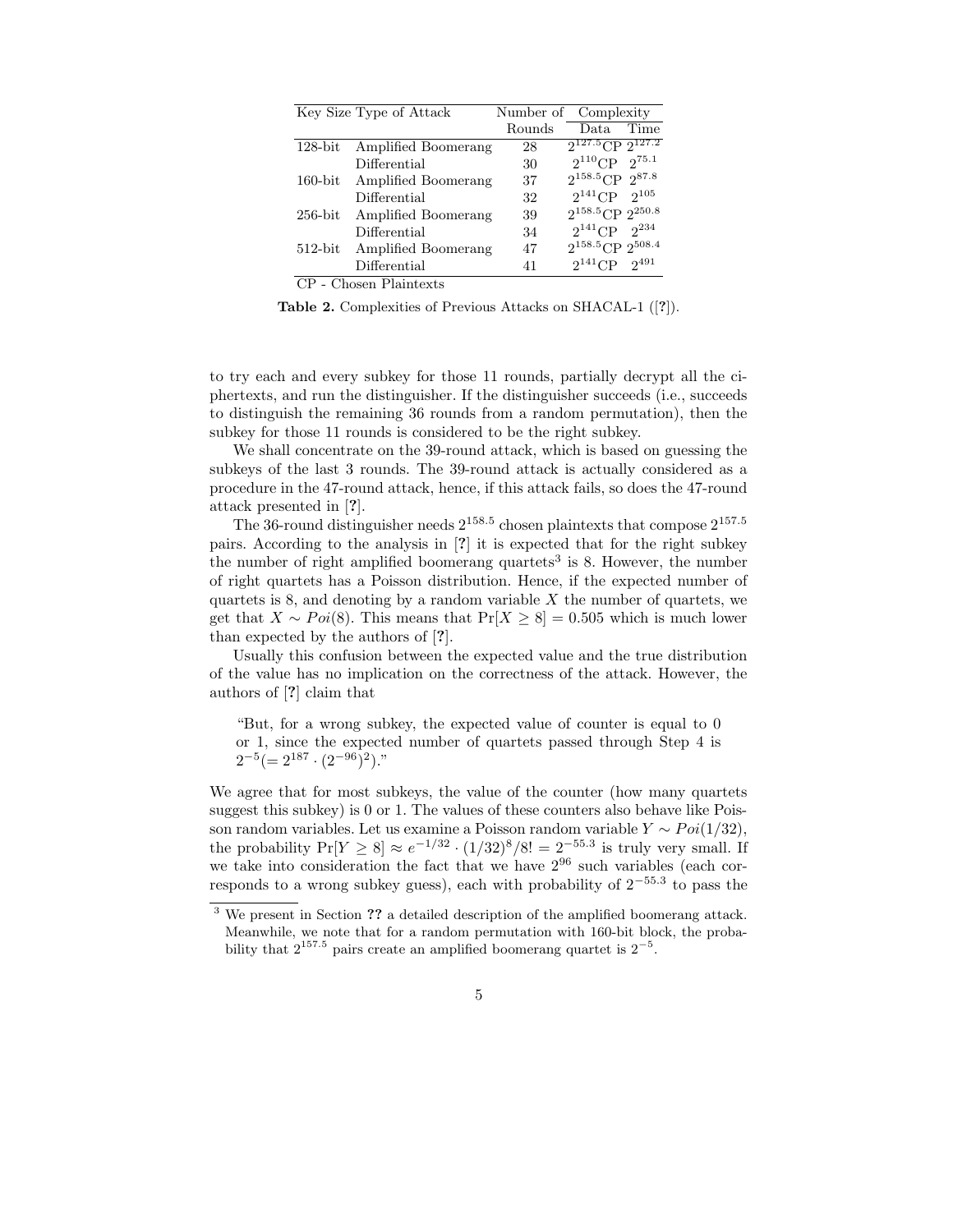| Key Size | Type of Attack | Number of Rounds | Complexity | |
|---|---|---|---|---|
| | | | Data | Time |
| 128-bit | Amplified Boomerang | 28 | $2^{127.5}$CP | $2^{127.2}$ |
| | Differential | 30 | $2^{110}$CP | $2^{75.1}$ |
| 160-bit | Amplified Boomerang | 37 | $2^{158.5}$CP | $2^{87.8}$ |
| | Differential | 32 | $2^{141}$CP | $2^{105}$ |
| 256-bit | Amplified Boomerang | 39 | $2^{158.5}$CP | $2^{250.8}$ |
| | Differential | 34 | $2^{141}$CP | $2^{234}$ |
| 512-bit | Amplified Boomerang | 47 | $2^{158.5}$CP | $2^{508.4}$ |
| | Differential | 41 | $2^{141}$CP | $2^{491}$ |

CP - Chosen Plaintexts

**Table 2.** Complexities of Previous Attacks on SHACAL-1 ([?]).

to try each and every subkey for those 11 rounds, partially decrypt all the ciphertexts, and run the distinguisher. If the distinguisher succeeds (i.e., succeeds to distinguish the remaining 36 rounds from a random permutation), then the subkey for those 11 rounds is considered to be the right subkey.

We shall concentrate on the 39-round attack, which is based on guessing the subkeys of the last 3 rounds. The 39-round attack is actually considered as a procedure in the 47-round attack, hence, if this attack fails, so does the 47-round attack presented in [?].

The 36-round distinguisher needs $2^{158.5}$ chosen plaintexts that compose $2^{157.5}$ pairs. According to the analysis in [?] it is expected that for the right subkey the number of right amplified boomerang quartets[3] is 8. However, the number of right quartets has a Poisson distribution. Hence, if the expected number of quartets is 8, and denoting by a random variable $X$ the number of quartets, we get that $X \sim Poi(8)$. This means that $\Pr[X \geq 8] = 0.505$ which is much lower than expected by the authors of [?].

Usually this confusion between the expected value and the true distribution of the value has no implication on the correctness of the attack. However, the authors of [?] claim that

> "But, for a wrong subkey, the expected value of counter is equal to 0 or 1, since the expected number of quartets passed through Step 4 is $2^{-5}(= 2^{187} \cdot (2^{-96})^2)$."

We agree that for most subkeys, the value of the counter (how many quartets suggest this subkey) is 0 or 1. The values of these counters also behave like Poisson random variables. Let us examine a Poisson random variable $Y \sim Poi(1/32)$, the probability $\Pr[Y \geq 8] \approx e^{-1/32} \cdot (1/32)^8/8! = 2^{-55.3}$ is truly very small. If we take into consideration the fact that we have $2^{96}$ such variables (each corresponds to a wrong subkey guess), each with probability of $2^{-55.3}$ to pass the

[3] We present in Section ?? a detailed description of the amplified boomerang attack. Meanwhile, we note that for a random permutation with 160-bit block, the probability that $2^{157.5}$ pairs create an amplified boomerang quartet is $2^{-5}$.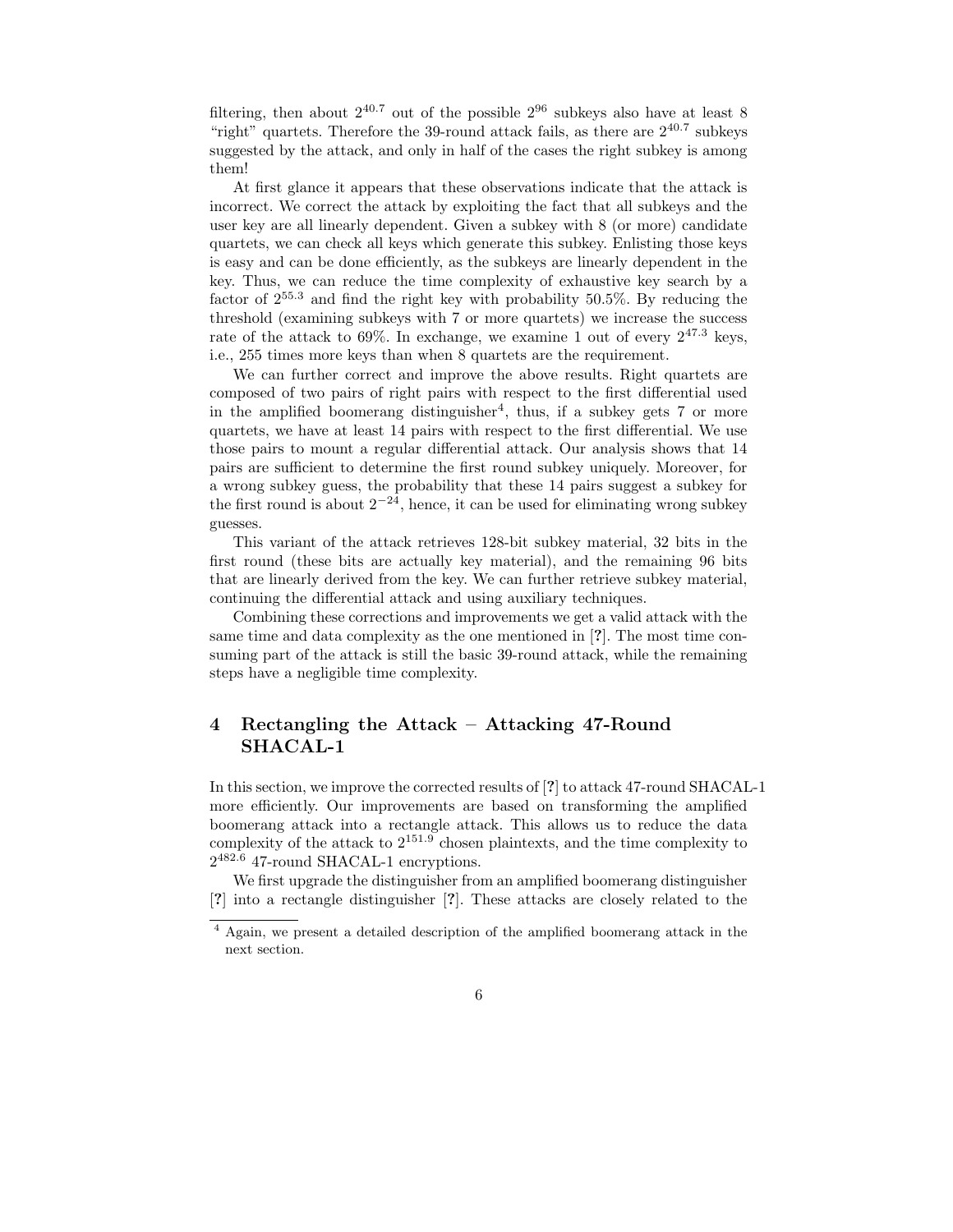filtering, then about $2^{40.7}$ out of the possible $2^{96}$ subkeys also have at least 8 "right" quartets. Therefore the 39-round attack fails, as there are $2^{40.7}$ subkeys suggested by the attack, and only in half of the cases the right subkey is among them!

At first glance it appears that these observations indicate that the attack is incorrect. We correct the attack by exploiting the fact that all subkeys and the user key are all linearly dependent. Given a subkey with 8 (or more) candidate quartets, we can check all keys which generate this subkey. Enlisting those keys is easy and can be done efficiently, as the subkeys are linearly dependent in the key. Thus, we can reduce the time complexity of exhaustive key search by a factor of $2^{55.3}$ and find the right key with probability 50.5%. By reducing the threshold (examining subkeys with 7 or more quartets) we increase the success rate of the attack to 69%. In exchange, we examine 1 out of every $2^{47.3}$ keys, i.e., 255 times more keys than when 8 quartets are the requirement.

We can further correct and improve the above results. Right quartets are composed of two pairs of right pairs with respect to the first differential used in the amplified boomerang distinguisher[4], thus, if a subkey gets 7 or more quartets, we have at least 14 pairs with respect to the first differential. We use those pairs to mount a regular differential attack. Our analysis shows that 14 pairs are sufficient to determine the first round subkey uniquely. Moreover, for a wrong subkey guess, the probability that these 14 pairs suggest a subkey for the first round is about $2^{-24}$, hence, it can be used for eliminating wrong subkey guesses.

This variant of the attack retrieves 128-bit subkey material, 32 bits in the first round (these bits are actually key material), and the remaining 96 bits that are linearly derived from the key. We can further retrieve subkey material, continuing the differential attack and using auxiliary techniques.

Combining these corrections and improvements we get a valid attack with the same time and data complexity as the one mentioned in [?]. The most time consuming part of the attack is still the basic 39-round attack, while the remaining steps have a negligible time complexity.

## 4 Rectangling the Attack – Attacking 47-Round SHACAL-1

In this section, we improve the corrected results of [?] to attack 47-round SHACAL-1 more efficiently. Our improvements are based on transforming the amplified boomerang attack into a rectangle attack. This allows us to reduce the data complexity of the attack to $2^{151.9}$ chosen plaintexts, and the time complexity to $2^{482.6}$ 47-round SHACAL-1 encryptions.

We first upgrade the distinguisher from an amplified boomerang distinguisher [?] into a rectangle distinguisher [?]. These attacks are closely related to the

[4] Again, we present a detailed description of the amplified boomerang attack in the next section.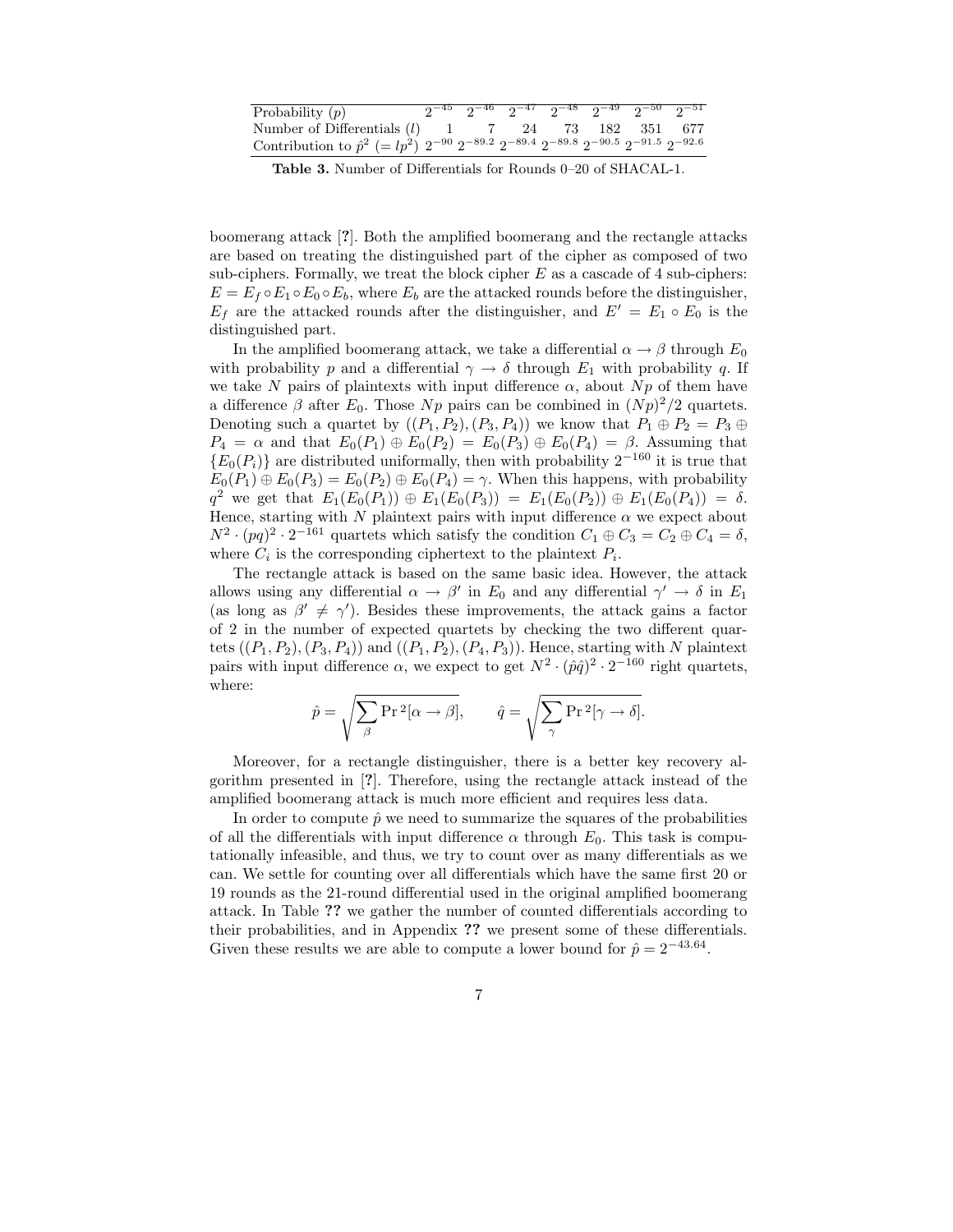| Probability ($p$) | $2^{-45}$ | $2^{-46}$ | $2^{-47}$ | $2^{-48}$ | $2^{-49}$ | $2^{-50}$ | $2^{-51}$ |
|---|---|---|---|---|---|---|---|
| Number of Differentials ($l$) | 1 | 7 | 24 | 73 | 182 | 351 | 677 |
| Contribution to $\hat{p}^2$ ($= lp^2$) | $2^{-90}$ | $2^{-89.2}$ | $2^{-89.4}$ | $2^{-89.8}$ | $2^{-90.5}$ | $2^{-91.5}$ | $2^{-92.6}$ |

**Table 3.** Number of Differentials for Rounds 0–20 of SHACAL-1.

boomerang attack [?]. Both the amplified boomerang and the rectangle attacks are based on treating the distinguished part of the cipher as composed of two sub-ciphers. Formally, we treat the block cipher $E$ as a cascade of 4 sub-ciphers: $E = E_f \circ E_1 \circ E_0 \circ E_b$, where $E_b$ are the attacked rounds before the distinguisher, $E_f$ are the attacked rounds after the distinguisher, and $E' = E_1 \circ E_0$ is the distinguished part.

In the amplified boomerang attack, we take a differential $\alpha \to \beta$ through $E_0$ with probability $p$ and a differential $\gamma \to \delta$ through $E_1$ with probability $q$. If we take $N$ pairs of plaintexts with input difference $\alpha$, about $Np$ of them have a difference $\beta$ after $E_0$. Those $Np$ pairs can be combined in $(Np)^2/2$ quartets. Denoting such a quartet by $((P_1, P_2), (P_3, P_4))$ we know that $P_1 \oplus P_2 = P_3 \oplus P_4 = \alpha$ and that $E_0(P_1) \oplus E_0(P_2) = E_0(P_3) \oplus E_0(P_4) = \beta$. Assuming that $\{E_0(P_i)\}$ are distributed uniformally, then with probability $2^{-160}$ it is true that $E_0(P_1) \oplus E_0(P_3) = E_0(P_2) \oplus E_0(P_4) = \gamma$. When this happens, with probability $q^2$ we get that $E_1(E_0(P_1)) \oplus E_1(E_0(P_3)) = E_1(E_0(P_2)) \oplus E_1(E_0(P_4)) = \delta$. Hence, starting with $N$ plaintext pairs with input difference $\alpha$ we expect about $N^2 \cdot (pq)^2 \cdot 2^{-161}$ quartets which satisfy the condition $C_1 \oplus C_3 = C_2 \oplus C_4 = \delta$, where $C_i$ is the corresponding ciphertext to the plaintext $P_i$.

The rectangle attack is based on the same basic idea. However, the attack allows using any differential $\alpha \to \beta'$ in $E_0$ and any differential $\gamma' \to \delta$ in $E_1$ (as long as $\beta' \neq \gamma'$). Besides these improvements, the attack gains a factor of 2 in the number of expected quartets by checking the two different quartets $((P_1, P_2), (P_3, P_4))$ and $((P_1, P_2), (P_4, P_3))$. Hence, starting with $N$ plaintext pairs with input difference $\alpha$, we expect to get $N^2 \cdot (\hat{p}\hat{q})^2 \cdot 2^{-160}$ right quartets, where:

$$\hat{p} = \sqrt{\sum_{\beta} \Pr{}^2[\alpha \to \beta]}, \qquad \hat{q} = \sqrt{\sum_{\gamma} \Pr{}^2[\gamma \to \delta]}.$$

Moreover, for a rectangle distinguisher, there is a better key recovery algorithm presented in [?]. Therefore, using the rectangle attack instead of the amplified boomerang attack is much more efficient and requires less data.

In order to compute $\hat{p}$ we need to summarize the squares of the probabilities of all the differentials with input difference $\alpha$ through $E_0$. This task is computationally infeasible, and thus, we try to count over as many differentials as we can. We settle for counting over all differentials which have the same first 20 or 19 rounds as the 21-round differential used in the original amplified boomerang attack. In Table ?? we gather the number of counted differentials according to their probabilities, and in Appendix ?? we present some of these differentials. Given these results we are able to compute a lower bound for $\hat{p} = 2^{-43.64}$.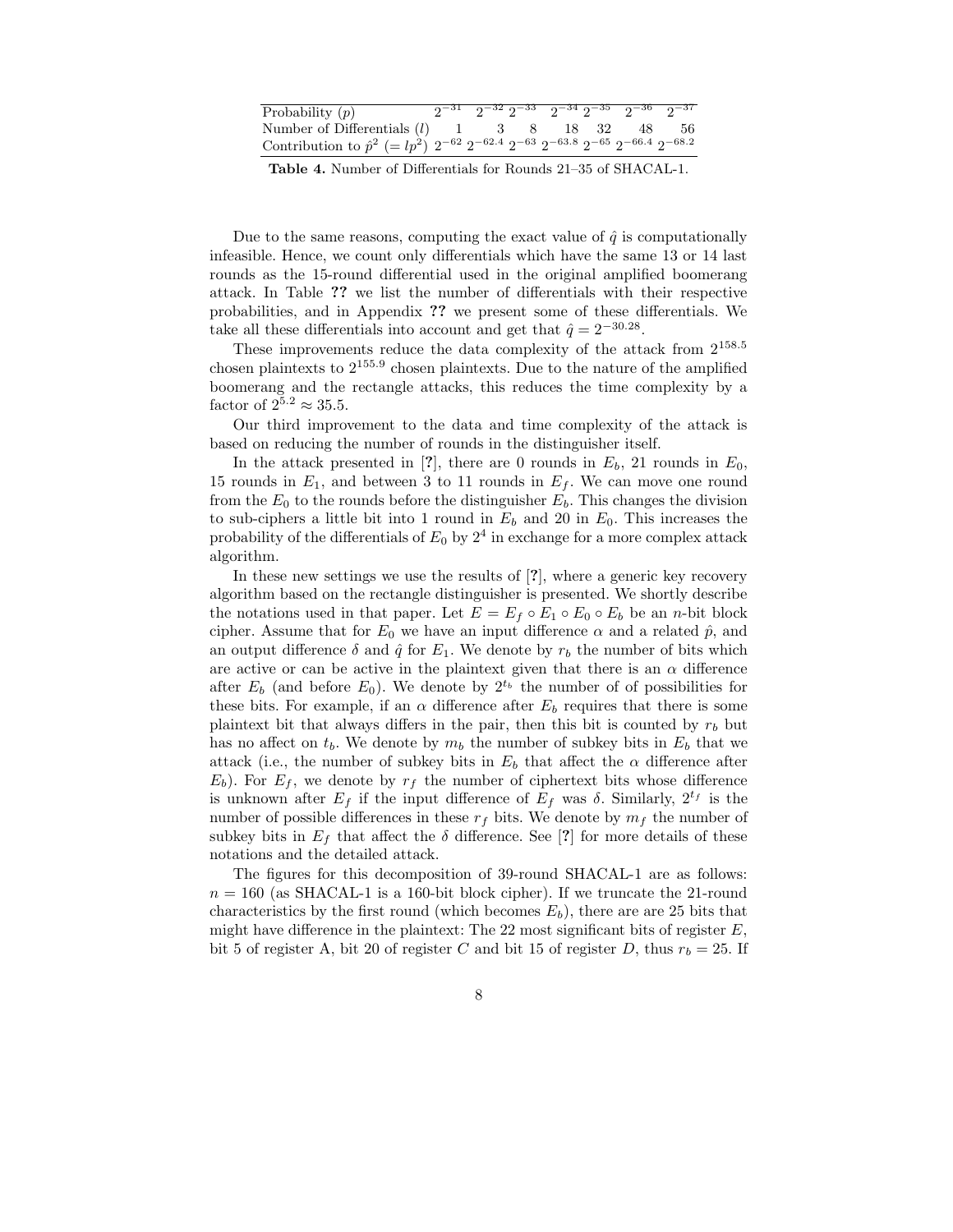| Probability ($p$) | $2^{-31}$ | $2^{-32}$ | $2^{-33}$ | $2^{-34}$ | $2^{-35}$ | $2^{-36}$ | $2^{-37}$ |
| --- | --- | --- | --- | --- | --- | --- | --- |
| Number of Differentials ($l$) | 1 | 3 | 8 | 18 | 32 | 48 | 56 |
| Contribution to $\hat{p}^2$ ($= lp^2$) | $2^{-62}$ | $2^{-62.4}$ | $2^{-63}$ | $2^{-63.8}$ | $2^{-65}$ | $2^{-66.4}$ | $2^{-68.2}$ |

**Table 4.** Number of Differentials for Rounds 21–35 of SHACAL-1.

Due to the same reasons, computing the exact value of $\hat{q}$ is computationally infeasible. Hence, we count only differentials which have the same 13 or 14 last rounds as the 15-round differential used in the original amplified boomerang attack. In Table **??** we list the number of differentials with their respective probabilities, and in Appendix **??** we present some of these differentials. We take all these differentials into account and get that $\hat{q} = 2^{-30.28}$.

These improvements reduce the data complexity of the attack from $2^{158.5}$ chosen plaintexts to $2^{155.9}$ chosen plaintexts. Due to the nature of the amplified boomerang and the rectangle attacks, this reduces the time complexity by a factor of $2^{5.2} \approx 35.5$.

Our third improvement to the data and time complexity of the attack is based on reducing the number of rounds in the distinguisher itself.

In the attack presented in [**?**], there are 0 rounds in $E_b$, 21 rounds in $E_0$, 15 rounds in $E_1$, and between 3 to 11 rounds in $E_f$. We can move one round from the $E_0$ to the rounds before the distinguisher $E_b$. This changes the division to sub-ciphers a little bit into 1 round in $E_b$ and 20 in $E_0$. This increases the probability of the differentials of $E_0$ by $2^4$ in exchange for a more complex attack algorithm.

In these new settings we use the results of [**?**], where a generic key recovery algorithm based on the rectangle distinguisher is presented. We shortly describe the notations used in that paper. Let $E = E_f \circ E_1 \circ E_0 \circ E_b$ be an $n$-bit block cipher. Assume that for $E_0$ we have an input difference $\alpha$ and a related $\hat{p}$, and an output difference $\delta$ and $\hat{q}$ for $E_1$. We denote by $r_b$ the number of bits which are active or can be active in the plaintext given that there is an $\alpha$ difference after $E_b$ (and before $E_0$). We denote by $2^{t_b}$ the number of of possibilities for these bits. For example, if an $\alpha$ difference after $E_b$ requires that there is some plaintext bit that always differs in the pair, then this bit is counted by $r_b$ but has no affect on $t_b$. We denote by $m_b$ the number of subkey bits in $E_b$ that we attack (i.e., the number of subkey bits in $E_b$ that affect the $\alpha$ difference after $E_b$). For $E_f$, we denote by $r_f$ the number of ciphertext bits whose difference is unknown after $E_f$ if the input difference of $E_f$ was $\delta$. Similarly, $2^{t_f}$ is the number of possible differences in these $r_f$ bits. We denote by $m_f$ the number of subkey bits in $E_f$ that affect the $\delta$ difference. See [**?**] for more details of these notations and the detailed attack.

The figures for this decomposition of 39-round SHACAL-1 are as follows: $n = 160$ (as SHACAL-1 is a 160-bit block cipher). If we truncate the 21-round characteristics by the first round (which becomes $E_b$), there are are 25 bits that might have difference in the plaintext: The 22 most significant bits of register $E$, bit 5 of register A, bit 20 of register $C$ and bit 15 of register $D$, thus $r_b = 25$. If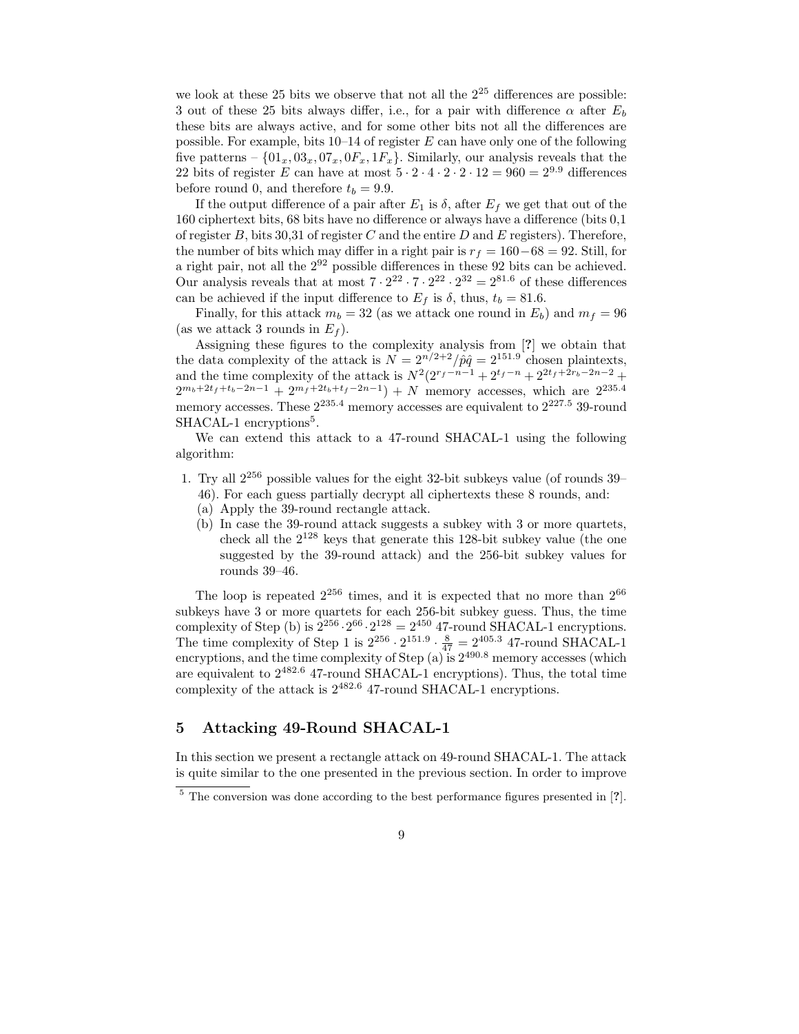we look at these 25 bits we observe that not all the $2^{25}$ differences are possible: 3 out of these 25 bits always differ, i.e., for a pair with difference $\alpha$ after $E_b$ these bits are always active, and for some other bits not all the differences are possible. For example, bits 10–14 of register $E$ can have only one of the following five patterns – $\{01_x, 03_x, 07_x, 0F_x, 1F_x\}$. Similarly, our analysis reveals that the 22 bits of register $E$ can have at most $5 \cdot 2 \cdot 4 \cdot 2 \cdot 2 \cdot 12 = 960 = 2^{9.9}$ differences before round 0, and therefore $t_b = 9.9$.

If the output difference of a pair after $E_1$ is $\delta$, after $E_f$ we get that out of the 160 ciphertext bits, 68 bits have no difference or always have a difference (bits 0,1 of register $B$, bits 30,31 of register $C$ and the entire $D$ and $E$ registers). Therefore, the number of bits which may differ in a right pair is $r_f = 160 - 68 = 92$. Still, for a right pair, not all the $2^{92}$ possible differences in these 92 bits can be achieved. Our analysis reveals that at most $7 \cdot 2^{22} \cdot 7 \cdot 2^{22} \cdot 2^{32} = 2^{81.6}$ of these differences can be achieved if the input difference to $E_f$ is $\delta$, thus, $t_b = 81.6$.

Finally, for this attack $m_b = 32$ (as we attack one round in $E_b$) and $m_f = 96$ (as we attack 3 rounds in $E_f$).

Assigning these figures to the complexity analysis from [?] we obtain that the data complexity of the attack is $N = 2^{n/2+2}/\hat{p}\hat{q} = 2^{151.9}$ chosen plaintexts, and the time complexity of the attack is $N^2(2^{r_f-n-1} + 2^{t_f-n} + 2^{2t_f+2r_b-2n-2} + 2^{m_b+2t_f+t_b-2n-1} + 2^{m_f+2t_b+t_f-2n-1}) + N$ memory accesses, which are $2^{235.4}$ memory accesses. These $2^{235.4}$ memory accesses are equivalent to $2^{227.5}$ 39-round SHACAL-1 encryptions[5].

We can extend this attack to a 47-round SHACAL-1 using the following algorithm:

1. Try all $2^{256}$ possible values for the eight 32-bit subkeys value (of rounds 39–46). For each guess partially decrypt all ciphertexts these 8 rounds, and:
   (a) Apply the 39-round rectangle attack.
   (b) In case the 39-round attack suggests a subkey with 3 or more quartets, check all the $2^{128}$ keys that generate this 128-bit subkey value (the one suggested by the 39-round attack) and the 256-bit subkey values for rounds 39–46.

The loop is repeated $2^{256}$ times, and it is expected that no more than $2^{66}$ subkeys have 3 or more quartets for each 256-bit subkey guess. Thus, the time complexity of Step (b) is $2^{256} \cdot 2^{66} \cdot 2^{128} = 2^{450}$ 47-round SHACAL-1 encryptions. The time complexity of Step 1 is $2^{256} \cdot 2^{151.9} \cdot \frac{8}{47} = 2^{405.3}$ 47-round SHACAL-1 encryptions, and the time complexity of Step (a) is $2^{490.8}$ memory accesses (which are equivalent to $2^{482.6}$ 47-round SHACAL-1 encryptions). Thus, the total time complexity of the attack is $2^{482.6}$ 47-round SHACAL-1 encryptions.

## 5 Attacking 49-Round SHACAL-1

In this section we present a rectangle attack on 49-round SHACAL-1. The attack is quite similar to the one presented in the previous section. In order to improve

[5] The conversion was done according to the best performance figures presented in [?].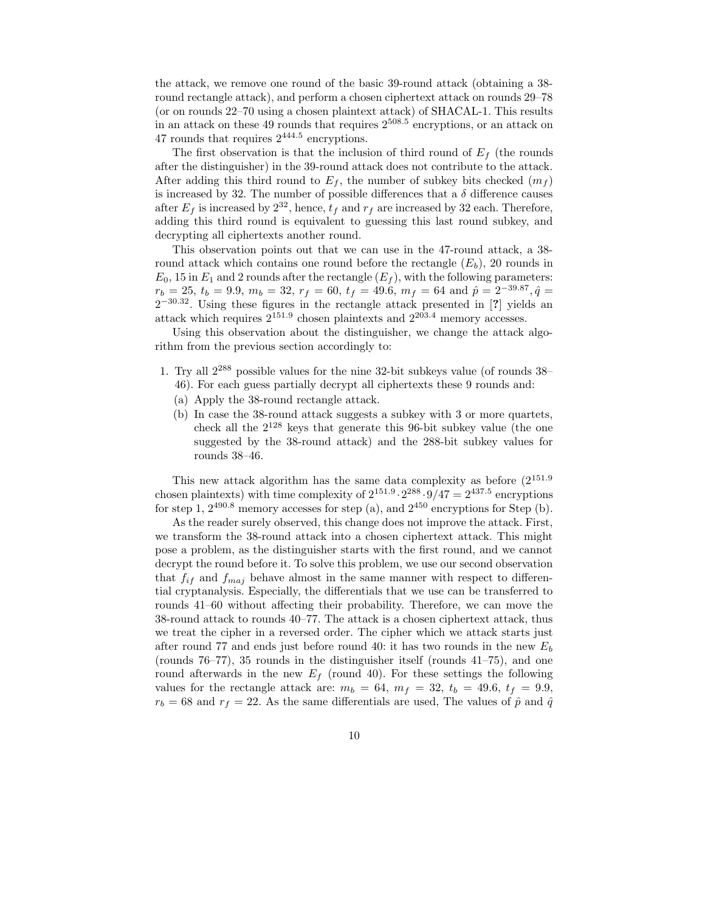the attack, we remove one round of the basic 39-round attack (obtaining a 38-round rectangle attack), and perform a chosen ciphertext attack on rounds 29–78 (or on rounds 22–70 using a chosen plaintext attack) of SHACAL-1. This results in an attack on these 49 rounds that requires $2^{508.5}$ encryptions, or an attack on 47 rounds that requires $2^{444.5}$ encryptions.

The first observation is that the inclusion of third round of $E_f$ (the rounds after the distinguisher) in the 39-round attack does not contribute to the attack. After adding this third round to $E_f$, the number of subkey bits checked ($m_f$) is increased by 32. The number of possible differences that a $\delta$ difference causes after $E_f$ is increased by $2^{32}$, hence, $t_f$ and $r_f$ are increased by 32 each. Therefore, adding this third round is equivalent to guessing this last round subkey, and decrypting all ciphertexts another round.

This observation points out that we can use in the 47-round attack, a 38-round attack which contains one round before the rectangle ($E_b$), 20 rounds in $E_0$, 15 in $E_1$ and 2 rounds after the rectangle ($E_f$), with the following parameters: $r_b = 25$, $t_b = 9.9$, $m_b = 32$, $r_f = 60$, $t_f = 49.6$, $m_f = 64$ and $\hat{p} = 2^{-39.87}, \hat{q} = 2^{-30.32}$. Using these figures in the rectangle attack presented in [?] yields an attack which requires $2^{151.9}$ chosen plaintexts and $2^{203.4}$ memory accesses.

Using this observation about the distinguisher, we change the attack algorithm from the previous section accordingly to:

1. Try all $2^{288}$ possible values for the nine 32-bit subkeys value (of rounds 38–46). For each guess partially decrypt all ciphertexts these 9 rounds and:
   (a) Apply the 38-round rectangle attack.
   (b) In case the 38-round attack suggests a subkey with 3 or more quartets, check all the $2^{128}$ keys that generate this 96-bit subkey value (the one suggested by the 38-round attack) and the 288-bit subkey values for rounds 38–46.

This new attack algorithm has the same data complexity as before ($2^{151.9}$ chosen plaintexts) with time complexity of $2^{151.9} \cdot 2^{288} \cdot 9/47 = 2^{437.5}$ encryptions for step 1, $2^{490.8}$ memory accesses for step (a), and $2^{450}$ encryptions for Step (b).

As the reader surely observed, this change does not improve the attack. First, we transform the 38-round attack into a chosen ciphertext attack. This might pose a problem, as the distinguisher starts with the first round, and we cannot decrypt the round before it. To solve this problem, we use our second observation that $f_{if}$ and $f_{maj}$ behave almost in the same manner with respect to differential cryptanalysis. Especially, the differentials that we use can be transferred to rounds 41–60 without affecting their probability. Therefore, we can move the 38-round attack to rounds 40–77. The attack is a chosen ciphertext attack, thus we treat the cipher in a reversed order. The cipher which we attack starts just after round 77 and ends just before round 40: it has two rounds in the new $E_b$ (rounds 76–77), 35 rounds in the distinguisher itself (rounds 41–75), and one round afterwards in the new $E_f$ (round 40). For these settings the following values for the rectangle attack are: $m_b = 64$, $m_f = 32$, $t_b = 49.6$, $t_f = 9.9$, $r_b = 68$ and $r_f = 22$. As the same differentials are used, The values of $\hat{p}$ and $\hat{q}$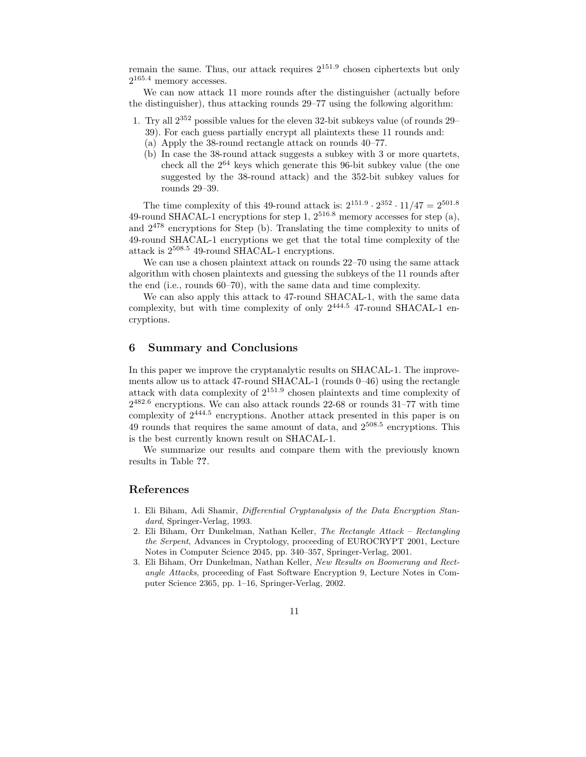remain the same. Thus, our attack requires $2^{151.9}$ chosen ciphertexts but only $2^{165.4}$ memory accesses.

We can now attack 11 more rounds after the distinguisher (actually before the distinguisher), thus attacking rounds 29–77 using the following algorithm:

1. Try all $2^{352}$ possible values for the eleven 32-bit subkeys value (of rounds 29–39). For each guess partially encrypt all plaintexts these 11 rounds and:
   (a) Apply the 38-round rectangle attack on rounds 40–77.
   (b) In case the 38-round attack suggests a subkey with 3 or more quartets, check all the $2^{64}$ keys which generate this 96-bit subkey value (the one suggested by the 38-round attack) and the 352-bit subkey values for rounds 29–39.

The time complexity of this 49-round attack is: $2^{151.9} \cdot 2^{352} \cdot 11/47 = 2^{501.8}$ 49-round SHACAL-1 encryptions for step 1, $2^{516.8}$ memory accesses for step (a), and $2^{478}$ encryptions for Step (b). Translating the time complexity to units of 49-round SHACAL-1 encryptions we get that the total time complexity of the attack is $2^{508.5}$ 49-round SHACAL-1 encryptions.

We can use a chosen plaintext attack on rounds 22–70 using the same attack algorithm with chosen plaintexts and guessing the subkeys of the 11 rounds after the end (i.e., rounds 60–70), with the same data and time complexity.

We can also apply this attack to 47-round SHACAL-1, with the same data complexity, but with time complexity of only $2^{444.5}$ 47-round SHACAL-1 encryptions.

## 6 Summary and Conclusions

In this paper we improve the cryptanalytic results on SHACAL-1. The improvements allow us to attack 47-round SHACAL-1 (rounds 0–46) using the rectangle attack with data complexity of $2^{151.9}$ chosen plaintexts and time complexity of $2^{482.6}$ encryptions. We can also attack rounds 22-68 or rounds 31–77 with time complexity of $2^{444.5}$ encryptions. Another attack presented in this paper is on 49 rounds that requires the same amount of data, and $2^{508.5}$ encryptions. This is the best currently known result on SHACAL-1.

We summarize our results and compare them with the previously known results in Table **??**.

## References

1. Eli Biham, Adi Shamir, *Differential Cryptanalysis of the Data Encryption Standard*, Springer-Verlag, 1993.
2. Eli Biham, Orr Dunkelman, Nathan Keller, *The Rectangle Attack – Rectangling the Serpent*, Advances in Cryptology, proceeding of EUROCRYPT 2001, Lecture Notes in Computer Science 2045, pp. 340–357, Springer-Verlag, 2001.
3. Eli Biham, Orr Dunkelman, Nathan Keller, *New Results on Boomerang and Rectangle Attacks*, proceeding of Fast Software Encryption 9, Lecture Notes in Computer Science 2365, pp. 1–16, Springer-Verlag, 2002.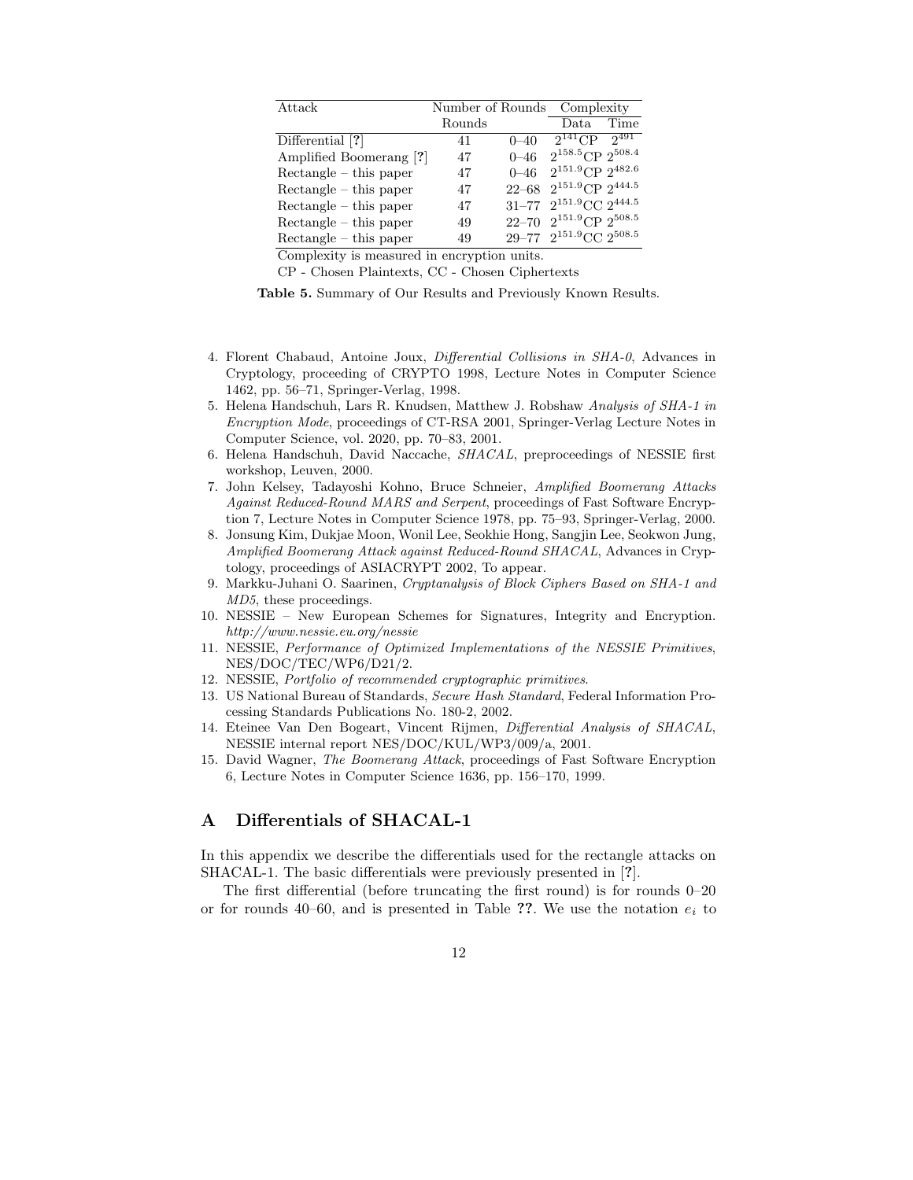| Attack | Number of Rounds | | Complexity | |
|---|---|---|---|---|
| | Rounds | | Data | Time |
| Differential [?] | 41 | 0–40 | $2^{141}$CP | $2^{491}$ |
| Amplified Boomerang [?] | 47 | 0–46 | $2^{158.5}$CP | $2^{508.4}$ |
| Rectangle – this paper | 47 | 0–46 | $2^{151.9}$CP | $2^{482.6}$ |
| Rectangle – this paper | 47 | 22–68 | $2^{151.9}$CP | $2^{444.5}$ |
| Rectangle – this paper | 47 | 31–77 | $2^{151.9}$CC | $2^{444.5}$ |
| Rectangle – this paper | 49 | 22–70 | $2^{151.9}$CP | $2^{508.5}$ |
| Rectangle – this paper | 49 | 29–77 | $2^{151.9}$CC | $2^{508.5}$ |

Complexity is measured in encryption units.

CP - Chosen Plaintexts, CC - Chosen Ciphertexts

**Table 5.** Summary of Our Results and Previously Known Results.

4. Florent Chabaud, Antoine Joux, *Differential Collisions in SHA-0*, Advances in Cryptology, proceeding of CRYPTO 1998, Lecture Notes in Computer Science 1462, pp. 56–71, Springer-Verlag, 1998.
5. Helena Handschuh, Lars R. Knudsen, Matthew J. Robshaw *Analysis of SHA-1 in Encryption Mode*, proceedings of CT-RSA 2001, Springer-Verlag Lecture Notes in Computer Science, vol. 2020, pp. 70–83, 2001.
6. Helena Handschuh, David Naccache, *SHACAL*, preproceedings of NESSIE first workshop, Leuven, 2000.
7. John Kelsey, Tadayoshi Kohno, Bruce Schneier, *Amplified Boomerang Attacks Against Reduced-Round MARS and Serpent*, proceedings of Fast Software Encryption 7, Lecture Notes in Computer Science 1978, pp. 75–93, Springer-Verlag, 2000.
8. Jonsung Kim, Dukjae Moon, Wonil Lee, Seokhie Hong, Sangjin Lee, Seokwon Jung, *Amplified Boomerang Attack against Reduced-Round SHACAL*, Advances in Cryptology, proceedings of ASIACRYPT 2002, To appear.
9. Markku-Juhani O. Saarinen, *Cryptanalysis of Block Ciphers Based on SHA-1 and MD5*, these proceedings.
10. NESSIE – New European Schemes for Signatures, Integrity and Encryption. *http://www.nessie.eu.org/nessie*
11. NESSIE, *Performance of Optimized Implementations of the NESSIE Primitives*, NES/DOC/TEC/WP6/D21/2.
12. NESSIE, *Portfolio of recommended cryptographic primitives*.
13. US National Bureau of Standards, *Secure Hash Standard*, Federal Information Processing Standards Publications No. 180-2, 2002.
14. Eteinee Van Den Bogeart, Vincent Rijmen, *Differential Analysis of SHACAL*, NESSIE internal report NES/DOC/KUL/WP3/009/a, 2001.
15. David Wagner, *The Boomerang Attack*, proceedings of Fast Software Encryption 6, Lecture Notes in Computer Science 1636, pp. 156–170, 1999.

## A Differentials of SHACAL-1

In this appendix we describe the differentials used for the rectangle attacks on SHACAL-1. The basic differentials were previously presented in [?].

The first differential (before truncating the first round) is for rounds 0–20 or for rounds 40–60, and is presented in Table ??. We use the notation $e_i$ to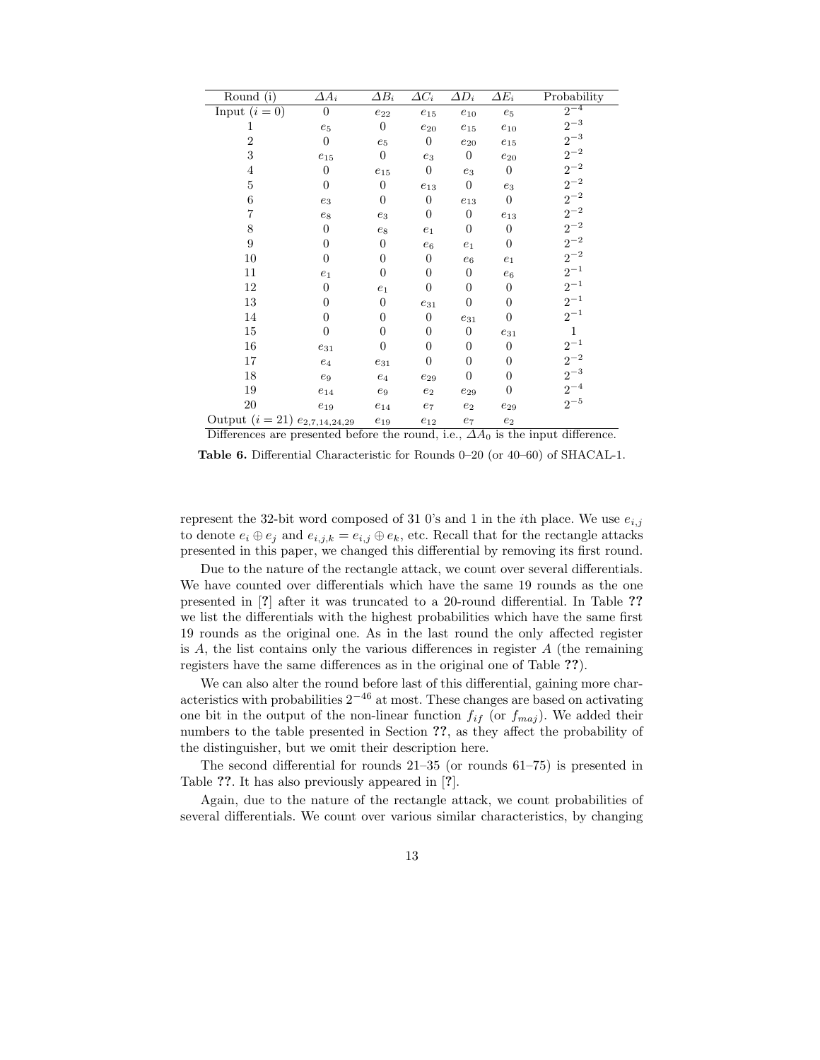| Round (i) | $\Delta A_i$ | $\Delta B_i$ | $\Delta C_i$ | $\Delta D_i$ | $\Delta E_i$ | Probability |
|---|---|---|---|---|---|---|
| Input ($i=0$) | 0 | $e_{22}$ | $e_{15}$ | $e_{10}$ | $e_5$ | $2^{-4}$ |
| 1 | $e_5$ | 0 | $e_{20}$ | $e_{15}$ | $e_{10}$ | $2^{-3}$ |
| 2 | 0 | $e_5$ | 0 | $e_{20}$ | $e_{15}$ | $2^{-3}$ |
| 3 | $e_{15}$ | 0 | $e_3$ | 0 | $e_{20}$ | $2^{-2}$ |
| 4 | 0 | $e_{15}$ | 0 | $e_3$ | 0 | $2^{-2}$ |
| 5 | 0 | 0 | $e_{13}$ | 0 | $e_3$ | $2^{-2}$ |
| 6 | $e_3$ | 0 | 0 | $e_{13}$ | 0 | $2^{-2}$ |
| 7 | $e_8$ | $e_3$ | 0 | 0 | $e_{13}$ | $2^{-2}$ |
| 8 | 0 | $e_8$ | $e_1$ | 0 | 0 | $2^{-2}$ |
| 9 | 0 | 0 | $e_6$ | $e_1$ | 0 | $2^{-2}$ |
| 10 | 0 | 0 | 0 | $e_6$ | $e_1$ | $2^{-2}$ |
| 11 | $e_1$ | 0 | 0 | 0 | $e_6$ | $2^{-1}$ |
| 12 | 0 | $e_1$ | 0 | 0 | 0 | $2^{-1}$ |
| 13 | 0 | 0 | $e_{31}$ | 0 | 0 | $2^{-1}$ |
| 14 | 0 | 0 | 0 | $e_{31}$ | 0 | $2^{-1}$ |
| 15 | 0 | 0 | 0 | 0 | $e_{31}$ | 1 |
| 16 | $e_{31}$ | 0 | 0 | 0 | 0 | $2^{-1}$ |
| 17 | $e_4$ | $e_{31}$ | 0 | 0 | 0 | $2^{-2}$ |
| 18 | $e_9$ | $e_4$ | $e_{29}$ | 0 | 0 | $2^{-3}$ |
| 19 | $e_{14}$ | $e_9$ | $e_2$ | $e_{29}$ | 0 | $2^{-4}$ |
| 20 | $e_{19}$ | $e_{14}$ | $e_7$ | $e_2$ | $e_{29}$ | $2^{-5}$ |
| Output ($i=21$) | $e_{2,7,14,24,29}$ | $e_{19}$ | $e_{12}$ | $e_7$ | $e_2$ | |

Differences are presented before the round, i.e., $\Delta A_0$ is the input difference.

**Table 6.** Differential Characteristic for Rounds 0–20 (or 40–60) of SHACAL-1.

represent the 32-bit word composed of 31 0's and 1 in the $i$th place. We use $e_{i,j}$ to denote $e_i \oplus e_j$ and $e_{i,j,k} = e_{i,j} \oplus e_k$, etc. Recall that for the rectangle attacks presented in this paper, we changed this differential by removing its first round.

Due to the nature of the rectangle attack, we count over several differentials. We have counted over differentials which have the same 19 rounds as the one presented in [?] after it was truncated to a 20-round differential. In Table ?? we list the differentials with the highest probabilities which have the same first 19 rounds as the original one. As in the last round the only affected register is $A$, the list contains only the various differences in register $A$ (the remaining registers have the same differences as in the original one of Table ??).

We can also alter the round before last of this differential, gaining more characteristics with probabilities $2^{-46}$ at most. These changes are based on activating one bit in the output of the non-linear function $f_{if}$ (or $f_{maj}$). We added their numbers to the table presented in Section ??, as they affect the probability of the distinguisher, but we omit their description here.

The second differential for rounds 21–35 (or rounds 61–75) is presented in Table ??. It has also previously appeared in [?].

Again, due to the nature of the rectangle attack, we count probabilities of several differentials. We count over various similar characteristics, by changing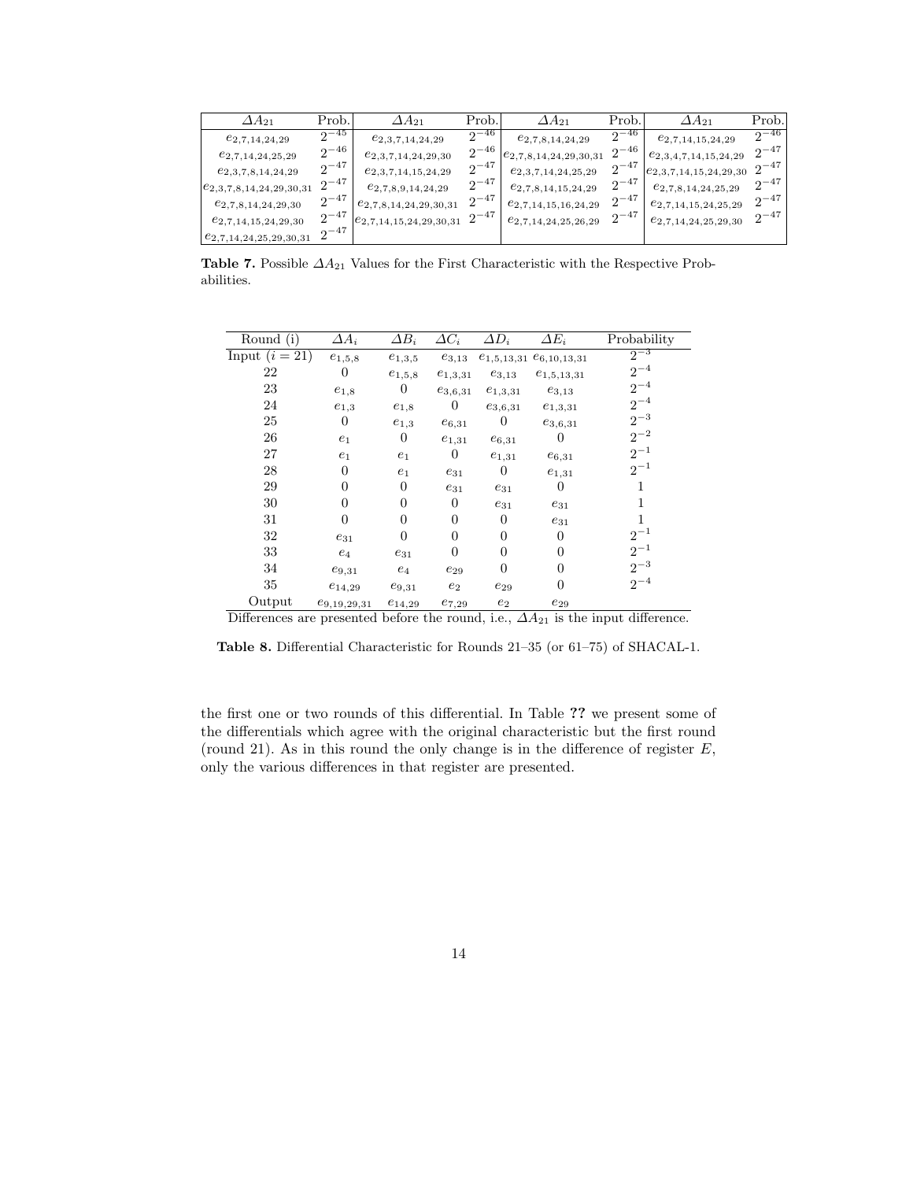| $\Delta A_{21}$ | Prob. | $\Delta A_{21}$ | Prob. | $\Delta A_{21}$ | Prob. | $\Delta A_{21}$ | Prob. |
|---|---|---|---|---|---|---|---|
| $e_{2,7,14,24,29}$ | $2^{-45}$ | $e_{2,3,7,14,24,29}$ | $2^{-46}$ | $e_{2,7,8,14,24,29}$ | $2^{-46}$ | $e_{2,7,14,15,24,29}$ | $2^{-46}$ |
| $e_{2,7,14,24,25,29}$ | $2^{-46}$ | $e_{2,3,7,14,24,29,30}$ | $2^{-46}$ | $e_{2,7,8,14,24,29,30,31}$ | $2^{-46}$ | $e_{2,3,4,7,14,15,24,29}$ | $2^{-47}$ |
| $e_{2,3,7,8,14,24,29}$ | $2^{-47}$ | $e_{2,3,7,14,15,24,29}$ | $2^{-47}$ | $e_{2,3,7,14,24,25,29}$ | $2^{-47}$ | $e_{2,3,7,14,15,24,29,30}$ | $2^{-47}$ |
| $e_{2,3,7,8,14,24,29,30,31}$ | $2^{-47}$ | $e_{2,7,8,9,14,24,29}$ | $2^{-47}$ | $e_{2,7,8,14,15,24,29}$ | $2^{-47}$ | $e_{2,7,8,14,24,25,29}$ | $2^{-47}$ |
| $e_{2,7,8,14,24,29,30}$ | $2^{-47}$ | $e_{2,7,8,14,24,29,30,31}$ | $2^{-47}$ | $e_{2,7,14,15,16,24,29}$ | $2^{-47}$ | $e_{2,7,14,15,24,25,29}$ | $2^{-47}$ |
| $e_{2,7,14,15,24,29,30}$ | $2^{-47}$ | $e_{2,7,14,15,24,29,30,31}$ | $2^{-47}$ | $e_{2,7,14,24,25,26,29}$ | $2^{-47}$ | $e_{2,7,14,24,25,29,30}$ | $2^{-47}$ |
| $e_{2,7,14,24,25,29,30,31}$ | $2^{-47}$ | | | | | | |

**Table 7.** Possible $\Delta A_{21}$ Values for the First Characteristic with the Respective Probabilities.

| Round (i) | $\Delta A_i$ | $\Delta B_i$ | $\Delta C_i$ | $\Delta D_i$ | $\Delta E_i$ | Probability |
|---|---|---|---|---|---|---|
| Input ($i = 21$) | $e_{1,5,8}$ | $e_{1,3,5}$ | $e_{3,13}$ | $e_{1,5,13,31}$ | $e_{6,10,13,31}$ | $2^{-3}$ |
| 22 | 0 | $e_{1,5,8}$ | $e_{1,3,31}$ | $e_{3,13}$ | $e_{1,5,13,31}$ | $2^{-4}$ |
| 23 | $e_{1,8}$ | 0 | $e_{3,6,31}$ | $e_{1,3,31}$ | $e_{3,13}$ | $2^{-4}$ |
| 24 | $e_{1,3}$ | $e_{1,8}$ | 0 | $e_{3,6,31}$ | $e_{1,3,31}$ | $2^{-4}$ |
| 25 | 0 | $e_{1,3}$ | $e_{6,31}$ | 0 | $e_{3,6,31}$ | $2^{-3}$ |
| 26 | $e_1$ | 0 | $e_{1,31}$ | $e_{6,31}$ | 0 | $2^{-2}$ |
| 27 | $e_1$ | $e_1$ | 0 | $e_{1,31}$ | $e_{6,31}$ | $2^{-1}$ |
| 28 | 0 | $e_1$ | $e_{31}$ | 0 | $e_{1,31}$ | $2^{-1}$ |
| 29 | 0 | 0 | $e_{31}$ | $e_{31}$ | 0 | 1 |
| 30 | 0 | 0 | 0 | $e_{31}$ | $e_{31}$ | 1 |
| 31 | 0 | 0 | 0 | 0 | $e_{31}$ | 1 |
| 32 | $e_{31}$ | 0 | 0 | 0 | 0 | $2^{-1}$ |
| 33 | $e_4$ | $e_{31}$ | 0 | 0 | 0 | $2^{-1}$ |
| 34 | $e_{9,31}$ | $e_4$ | $e_{29}$ | 0 | 0 | $2^{-3}$ |
| 35 | $e_{14,29}$ | $e_{9,31}$ | $e_2$ | $e_{29}$ | 0 | $2^{-4}$ |
| Output | $e_{9,19,29,31}$ | $e_{14,29}$ | $e_{7,29}$ | $e_2$ | $e_{29}$ | |

Differences are presented before the round, i.e., $\Delta A_{21}$ is the input difference.

**Table 8.** Differential Characteristic for Rounds 21–35 (or 61–75) of SHACAL-1.

the first one or two rounds of this differential. In Table **??** we present some of the differentials which agree with the original characteristic but the first round (round 21). As in this round the only change is in the difference of register $E$, only the various differences in that register are presented.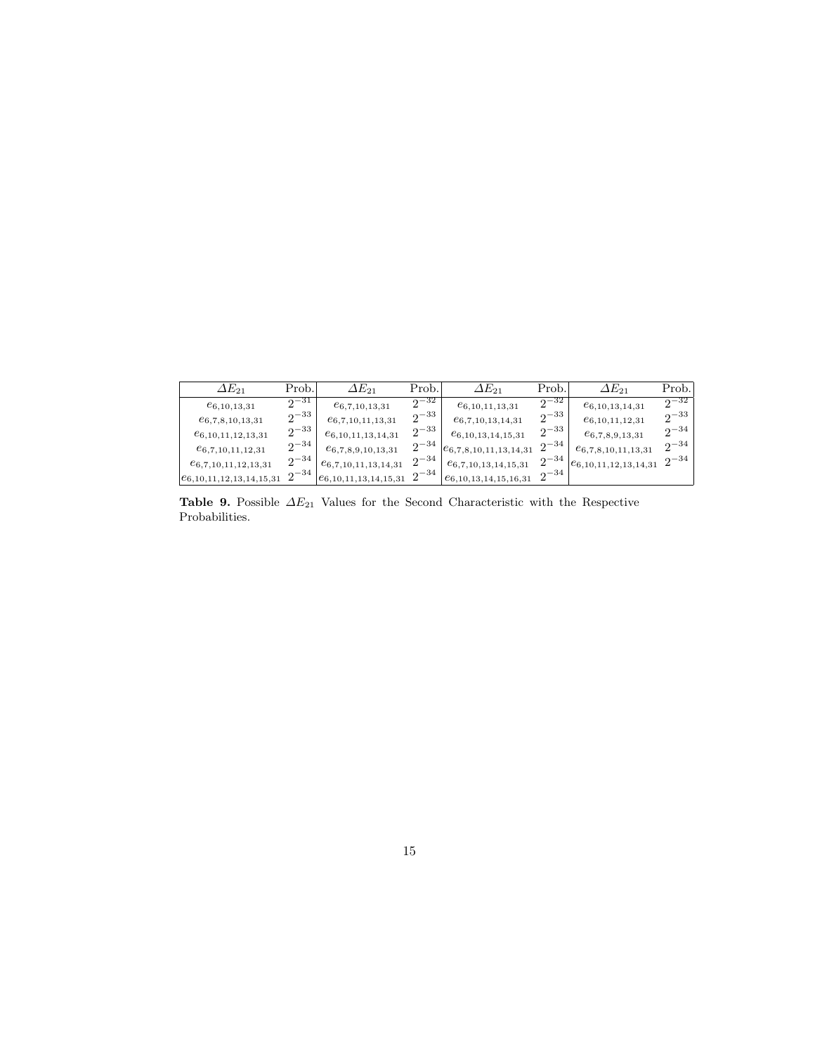| $\Delta E_{21}$ | Prob. | $\Delta E_{21}$ | Prob. | $\Delta E_{21}$ | Prob. | $\Delta E_{21}$ | Prob. |
|---|---|---|---|---|---|---|---|
| $e_{6,10,13,31}$ | $2^{-31}$ | $e_{6,7,10,13,31}$ | $2^{-32}$ | $e_{6,10,11,13,31}$ | $2^{-32}$ | $e_{6,10,13,14,31}$ | $2^{-32}$ |
| $e_{6,7,8,10,13,31}$ | $2^{-33}$ | $e_{6,7,10,11,13,31}$ | $2^{-33}$ | $e_{6,7,10,13,14,31}$ | $2^{-33}$ | $e_{6,10,11,12,31}$ | $2^{-33}$ |
| $e_{6,10,11,12,13,31}$ | $2^{-33}$ | $e_{6,10,11,13,14,31}$ | $2^{-33}$ | $e_{6,10,13,14,15,31}$ | $2^{-33}$ | $e_{6,7,8,9,13,31}$ | $2^{-34}$ |
| $e_{6,7,10,11,12,31}$ | $2^{-34}$ | $e_{6,7,8,9,10,13,31}$ | $2^{-34}$ | $e_{6,7,8,10,11,13,14,31}$ | $2^{-34}$ | $e_{6,7,8,10,11,13,31}$ | $2^{-34}$ |
| $e_{6,7,10,11,12,13,31}$ | $2^{-34}$ | $e_{6,7,10,11,13,14,31}$ | $2^{-34}$ | $e_{6,7,10,13,14,15,31}$ | $2^{-34}$ | $e_{6,10,11,12,13,14,31}$ | $2^{-34}$ |
| $e_{6,10,11,12,13,14,15,31}$ | $2^{-34}$ | $e_{6,10,11,13,14,15,31}$ | $2^{-34}$ | $e_{6,10,13,14,15,16,31}$ | $2^{-34}$ | | |

**Table 9.** Possible $\Delta E_{21}$ Values for the Second Characteristic with the Respective Probabilities.